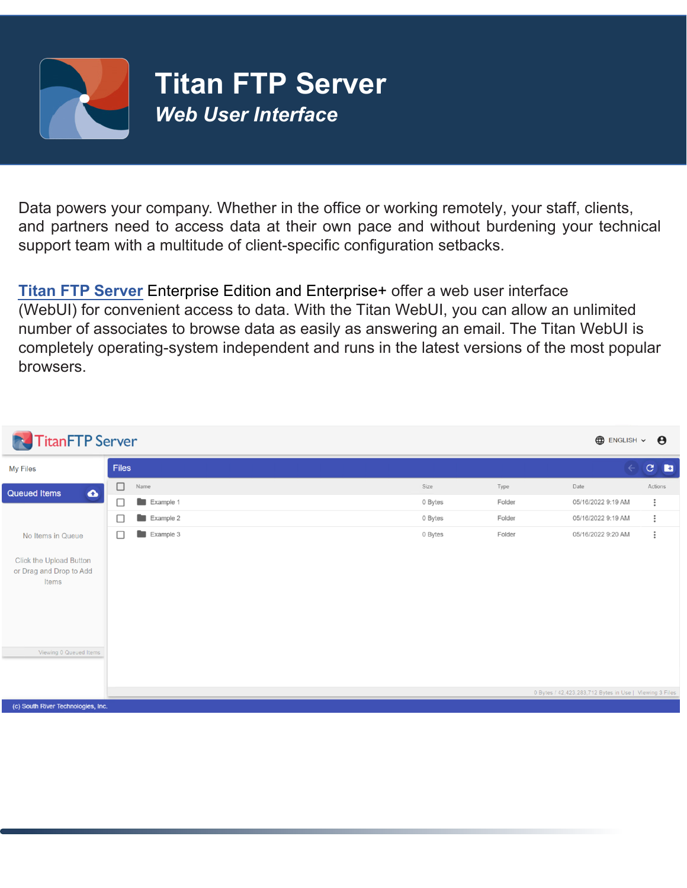# Titan FTP Server

## *Web User Interface*

Data powers your company. Whether in the office or working remotely, your staff, clients, and partners need to access data at their own pace and without burdening your technical support team with a multitude of client-specific configuration setbacks.

**Titan FTP Server** Enterprise Edition and Enterprise+ offer a web user interface (WebUI) for convenient access to data. With the Titan WebUI, you can allow an unlimited number of associates to browse data as easily as answering an email. The Titan WebUI is completely operating-system independent and runs in the latest versions of the most popular browsers.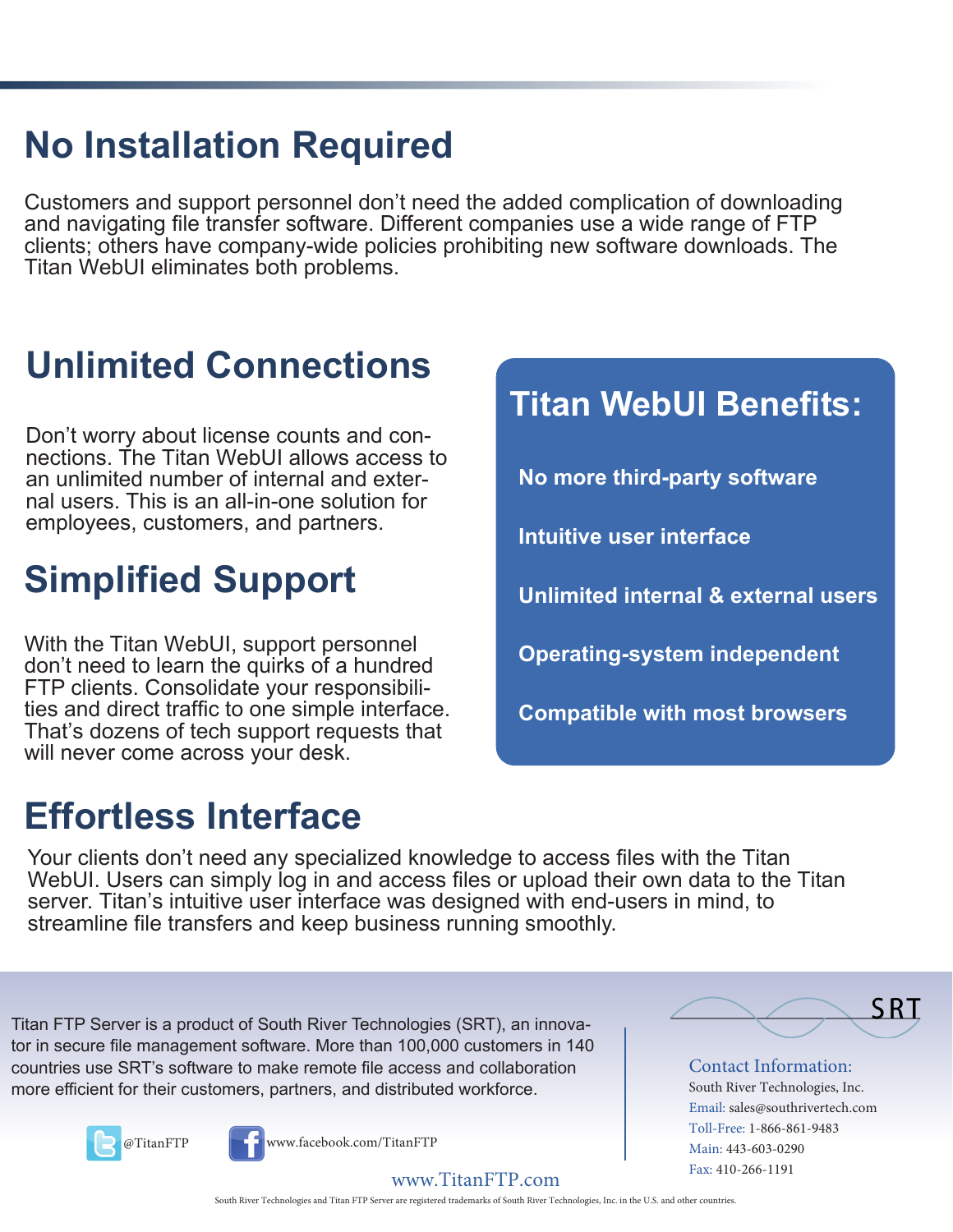## No Installation Required

Customers and support personnel don't need the added complication of downloading and navigating file transfer software. Different companies use a wide range of FTP clients; others have company-wide policies prohibiting new software downloads. The Titan WebUI eliminates both problems.

## Unlimited Connections

Don't worry about license counts and connections. The Titan WebUI allows access to an unlimited number of internal and external users. This is an all-in-one solution for employees, customers, and partners.

## Simplified Support

With the Titan WebUI, support personnel don't need to learn the quirks of a hundred FTP clients. Consolidate your responsibilities and direct traffic to one simple interface. That's dozens of tech support requests that will never come across your desk.

## Titan WebUI Benefits:

- **No more third-party software**
- **Intuitive user interface**
- **Unlimited internal & external users**
- **Operating-system independent**
- **Compatible with most browsers**

## Effortless Interface

Your clients don't need any specialized knowledge to access files with the Titan WebUI. Users can simply log in and access files or upload their own data to the Titan server. Titan's intuitive user interface was designed with end-users in mind, to streamline file transfers and keep business running smoothly.

Titan FTP Server is a product of South River Technologies (SRT), an innovator in secure file management software. More than 100,000 customers in 140 countries use SRT's software to make remote file access and collaboration more efficient for their customers, partners, and distributed workforce.

@TitanFTP

www.facebook.com/TitanFTP

www.TitanFTP.com

SRT

Contact Information:
South River Technologies, Inc.
Email: sales@southrivertech.com
Toll-Free: 1-866-861-9483
Main: 443-603-0290
Fax: 410-266-1191

South River Technologies and Titan FTP Server are registered trademarks of South River Technologies, Inc. in the U.S. and other countries.